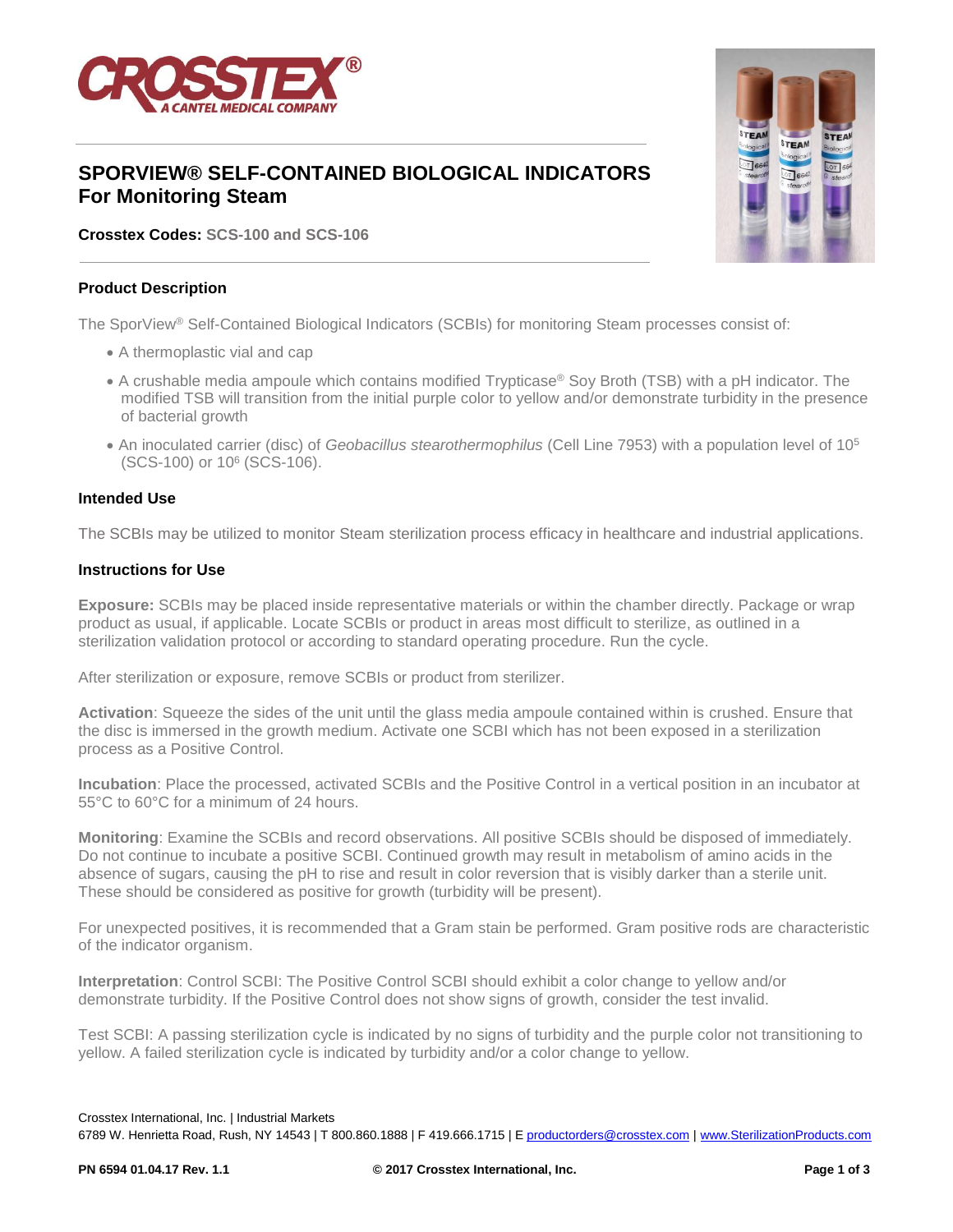CROSSTEX®
A CANTEL MEDICAL COMPANY

# SPORVIEW® SELF-CONTAINED BIOLOGICAL INDICATORS For Monitoring Steam

**Crosstex Codes: SCS-100 and SCS-106**

## Product Description

The SporView® Self-Contained Biological Indicators (SCBIs) for monitoring Steam processes consist of:

- A thermoplastic vial and cap
- A crushable media ampoule which contains modified Trypticase® Soy Broth (TSB) with a pH indicator. The modified TSB will transition from the initial purple color to yellow and/or demonstrate turbidity in the presence of bacterial growth
- An inoculated carrier (disc) of *Geobacillus stearothermophilus* (Cell Line 7953) with a population level of $10^5$ (SCS-100) or $10^6$ (SCS-106).

## Intended Use

The SCBIs may be utilized to monitor Steam sterilization process efficacy in healthcare and industrial applications.

## Instructions for Use

**Exposure:** SCBIs may be placed inside representative materials or within the chamber directly. Package or wrap product as usual, if applicable. Locate SCBIs or product in areas most difficult to sterilize, as outlined in a sterilization validation protocol or according to standard operating procedure. Run the cycle.

After sterilization or exposure, remove SCBIs or product from sterilizer.

**Activation**: Squeeze the sides of the unit until the glass media ampoule contained within is crushed. Ensure that the disc is immersed in the growth medium. Activate one SCBI which has not been exposed in a sterilization process as a Positive Control.

**Incubation**: Place the processed, activated SCBIs and the Positive Control in a vertical position in an incubator at 55°C to 60°C for a minimum of 24 hours.

**Monitoring**: Examine the SCBIs and record observations. All positive SCBIs should be disposed of immediately. Do not continue to incubate a positive SCBI. Continued growth may result in metabolism of amino acids in the absence of sugars, causing the pH to rise and result in color reversion that is visibly darker than a sterile unit. These should be considered as positive for growth (turbidity will be present).

For unexpected positives, it is recommended that a Gram stain be performed. Gram positive rods are characteristic of the indicator organism.

**Interpretation**: Control SCBI: The Positive Control SCBI should exhibit a color change to yellow and/or demonstrate turbidity. If the Positive Control does not show signs of growth, consider the test invalid.

Test SCBI: A passing sterilization cycle is indicated by no signs of turbidity and the purple color not transitioning to yellow. A failed sterilization cycle is indicated by turbidity and/or a color change to yellow.

Crosstex International, Inc. | Industrial Markets
6789 W. Henrietta Road, Rush, NY 14543 | T 800.860.1888 | F 419.666.1715 | E productorders@crosstex.com | www.SterilizationProducts.com

PN 6594 01.04.17 Rev. 1.1 © 2017 Crosstex International, Inc.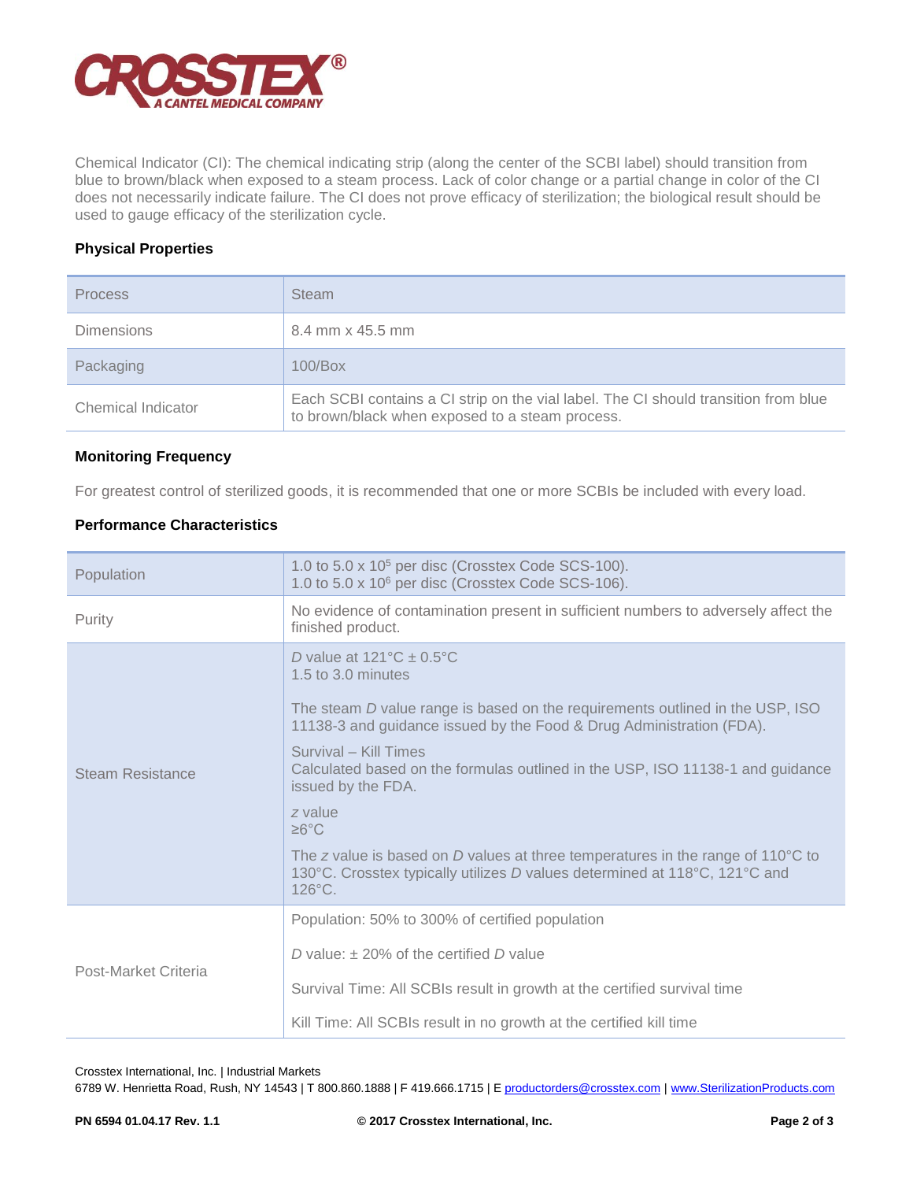Chemical Indicator (CI): The chemical indicating strip (along the center of the SCBI label) should transition from blue to brown/black when exposed to a steam process. Lack of color change or a partial change in color of the CI does not necessarily indicate failure. The CI does not prove efficacy of sterilization; the biological result should be used to gauge efficacy of the sterilization cycle.

## Physical Properties

| Process | Steam |
|---|---|
| Dimensions | 8.4 mm x 45.5 mm |
| Packaging | 100/Box |
| Chemical Indicator | Each SCBI contains a CI strip on the vial label. The CI should transition from blue to brown/black when exposed to a steam process. |

## Monitoring Frequency

For greatest control of sterilized goods, it is recommended that one or more SCBIs be included with every load.

## Performance Characteristics

| Population | 1.0 to 5.0 x $10^5$ per disc (Crosstex Code SCS-100).<br>1.0 to 5.0 x $10^6$ per disc (Crosstex Code SCS-106). |
|---|---|
| Purity | No evidence of contamination present in sufficient numbers to adversely affect the finished product. |
| Steam Resistance | *D* value at 121°C ± 0.5°C<br>1.5 to 3.0 minutes<br><br>The steam *D* value range is based on the requirements outlined in the USP, ISO 11138-3 and guidance issued by the Food & Drug Administration (FDA).<br><br>Survival – Kill Times<br>Calculated based on the formulas outlined in the USP, ISO 11138-1 and guidance issued by the FDA.<br><br>*z* value<br>≥6°C<br><br>The *z* value is based on *D* values at three temperatures in the range of 110°C to 130°C. Crosstex typically utilizes *D* values determined at 118°C, 121°C and 126°C. |
| Post-Market Criteria | Population: 50% to 300% of certified population<br><br>*D* value: ± 20% of the certified *D* value<br><br>Survival Time: All SCBIs result in growth at the certified survival time<br><br>Kill Time: All SCBIs result in no growth at the certified kill time |

Crosstex International, Inc. | Industrial Markets
6789 W. Henrietta Road, Rush, NY 14543 | T 800.860.1888 | F 419.666.1715 | E productorders@crosstex.com | www.SterilizationProducts.com

PN 6594 01.04.17 Rev. 1.1 © 2017 Crosstex International, Inc.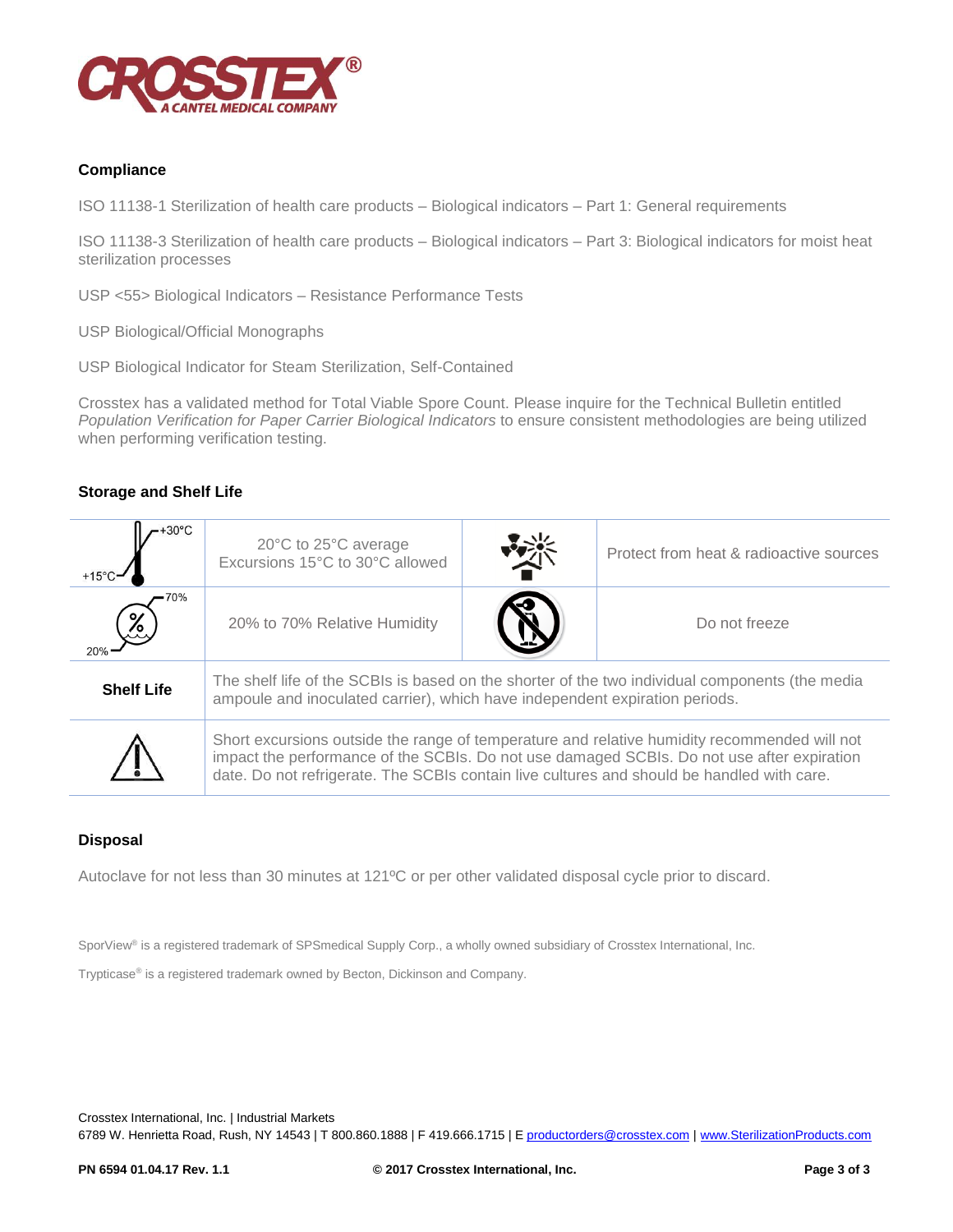**Compliance**

ISO 11138-1 Sterilization of health care products – Biological indicators – Part 1: General requirements

ISO 11138-3 Sterilization of health care products – Biological indicators – Part 3: Biological indicators for moist heat sterilization processes

USP <55> Biological Indicators – Resistance Performance Tests

USP Biological/Official Monographs

USP Biological Indicator for Steam Sterilization, Self-Contained

Crosstex has a validated method for Total Viable Spore Count. Please inquire for the Technical Bulletin entitled *Population Verification for Paper Carrier Biological Indicators* to ensure consistent methodologies are being utilized when performing verification testing.

**Storage and Shelf Life**

| | | | |
|---|---|---|---|
| +15°C / +30°C | 20°C to 25°C average Excursions 15°C to 30°C allowed | | Protect from heat & radioactive sources |
| 20% / 70% | 20% to 70% Relative Humidity | | Do not freeze |
| **Shelf Life** | The shelf life of the SCBIs is based on the shorter of the two individual components (the media ampoule and inoculated carrier), which have independent expiration periods. | | |
| | Short excursions outside the range of temperature and relative humidity recommended will not impact the performance of the SCBIs. Do not use damaged SCBIs. Do not use after expiration date. Do not refrigerate. The SCBIs contain live cultures and should be handled with care. | | |

**Disposal**

Autoclave for not less than 30 minutes at 121ºC or per other validated disposal cycle prior to discard.

SporView® is a registered trademark of SPSmedical Supply Corp., a wholly owned subsidiary of Crosstex International, Inc.

Trypticase® is a registered trademark owned by Becton, Dickinson and Company.

Crosstex International, Inc. | Industrial Markets
6789 W. Henrietta Road, Rush, NY 14543 | T 800.860.1888 | F 419.666.1715 | E productorders@crosstex.com | www.SterilizationProducts.com

**PN 6594 01.04.17 Rev. 1.1** **© 2017 Crosstex International, Inc.**